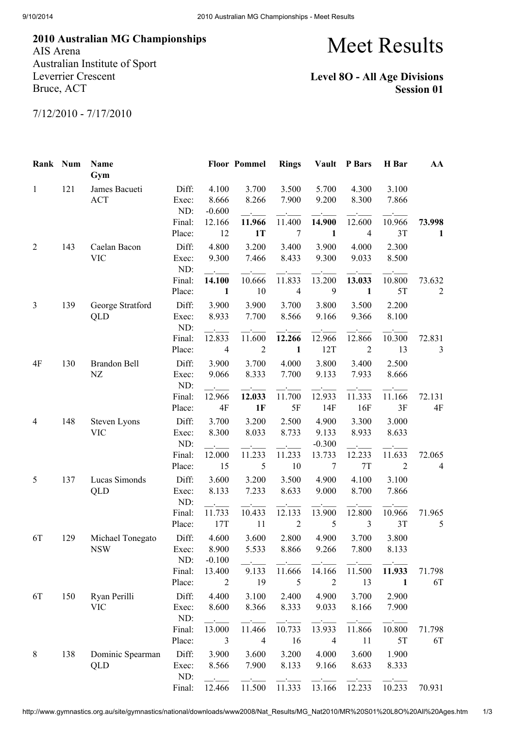# 2010 Australian MG Championships

AIS Arena
Australian Institute of Sport
Leverrier Crescent
Bruce, ACT

7/12/2010 - 7/17/2010

# Meet Results

**Level 8O - All Age Divisions**
**Session 01**

| Rank | Num | Name / Gym | | Floor | Pommel | Rings | Vault | P Bars | H Bar | AA |
|---|---|---|---|---|---|---|---|---|---|---|
| 1 | 121 | James Bacueti | Diff: | 4.100 | 3.700 | 3.500 | 5.700 | 4.300 | 3.100 | |
| | | ACT | Exec: | 8.666 | 8.266 | 7.900 | 9.200 | 8.300 | 7.866 | |
| | | | ND: | -0.600 | __.___ | __.___ | __.___ | __.___ | __.___ | |
| | | | Final: | 12.166 | **11.966** | 11.400 | **14.900** | 12.600 | 10.966 | **73.998** |
| | | | Place: | 12 | **1T** | 7 | **1** | 4 | 3T | **1** |
| 2 | 143 | Caelan Bacon | Diff: | 4.800 | 3.200 | 3.400 | 3.900 | 4.000 | 2.300 | |
| | | VIC | Exec: | 9.300 | 7.466 | 8.433 | 9.300 | 9.033 | 8.500 | |
| | | | ND: | __.___ | __.___ | __.___ | __.___ | __.___ | __.___ | |
| | | | Final: | **14.100** | 10.666 | 11.833 | 13.200 | **13.033** | 10.800 | 73.632 |
| | | | Place: | **1** | 10 | 4 | 9 | **1** | 5T | 2 |
| 3 | 139 | George Stratford | Diff: | 3.900 | 3.900 | 3.700 | 3.800 | 3.500 | 2.200 | |
| | | QLD | Exec: | 8.933 | 7.700 | 8.566 | 9.166 | 9.366 | 8.100 | |
| | | | ND: | __.___ | __.___ | __.___ | __.___ | __.___ | __.___ | |
| | | | Final: | 12.833 | 11.600 | **12.266** | 12.966 | 12.866 | 10.300 | 72.831 |
| | | | Place: | 4 | 2 | **1** | 12T | 2 | 13 | 3 |
| 4F | 130 | Brandon Bell | Diff: | 3.900 | 3.700 | 4.000 | 3.800 | 3.400 | 2.500 | |
| | | NZ | Exec: | 9.066 | 8.333 | 7.700 | 9.133 | 7.933 | 8.666 | |
| | | | ND: | __.___ | __.___ | __.___ | __.___ | __.___ | __.___ | |
| | | | Final: | 12.966 | **12.033** | 11.700 | 12.933 | 11.333 | 11.166 | 72.131 |
| | | | Place: | 4F | **1F** | 5F | 14F | 16F | 3F | 4F |
| 4 | 148 | Steven Lyons | Diff: | 3.700 | 3.200 | 2.500 | 4.900 | 3.300 | 3.000 | |
| | | VIC | Exec: | 8.300 | 8.033 | 8.733 | 9.133 | 8.933 | 8.633 | |
| | | | ND: | __.___ | __.___ | __.___ | -0.300 | __.___ | __.___ | |
| | | | Final: | 12.000 | 11.233 | 11.233 | 13.733 | 12.233 | 11.633 | 72.065 |
| | | | Place: | 15 | 5 | 10 | 7 | 7T | 2 | 4 |
| 5 | 137 | Lucas Simonds | Diff: | 3.600 | 3.200 | 3.500 | 4.900 | 4.100 | 3.100 | |
| | | QLD | Exec: | 8.133 | 7.233 | 8.633 | 9.000 | 8.700 | 7.866 | |
| | | | ND: | __.___ | __.___ | __.___ | __.___ | __.___ | __.___ | |
| | | | Final: | 11.733 | 10.433 | 12.133 | 13.900 | 12.800 | 10.966 | 71.965 |
| | | | Place: | 17T | 11 | 2 | 5 | 3 | 3T | 5 |
| 6T | 129 | Michael Tonegato | Diff: | 4.600 | 3.600 | 2.800 | 4.900 | 3.700 | 3.800 | |
| | | NSW | Exec: | 8.900 | 5.533 | 8.866 | 9.266 | 7.800 | 8.133 | |
| | | | ND: | -0.100 | __.___ | __.___ | __.___ | __.___ | __.___ | |
| | | | Final: | 13.400 | 9.133 | 11.666 | 14.166 | 11.500 | **11.933** | 71.798 |
| | | | Place: | 2 | 19 | 5 | 2 | 13 | **1** | 6T |
| 6T | 150 | Ryan Perilli | Diff: | 4.400 | 3.100 | 2.400 | 4.900 | 3.700 | 2.900 | |
| | | VIC | Exec: | 8.600 | 8.366 | 8.333 | 9.033 | 8.166 | 7.900 | |
| | | | ND: | __.___ | __.___ | __.___ | __.___ | __.___ | __.___ | |
| | | | Final: | 13.000 | 11.466 | 10.733 | 13.933 | 11.866 | 10.800 | 71.798 |
| | | | Place: | 3 | 4 | 16 | 4 | 11 | 5T | 6T |
| 8 | 138 | Dominic Spearman | Diff: | 3.900 | 3.600 | 3.200 | 4.000 | 3.600 | 1.900 | |
| | | QLD | Exec: | 8.566 | 7.900 | 8.133 | 9.166 | 8.633 | 8.333 | |
| | | | ND: | __.___ | __.___ | __.___ | __.___ | __.___ | __.___ | |
| | | | Final: | 12.466 | 11.500 | 11.333 | 13.166 | 12.233 | 10.233 | 70.931 |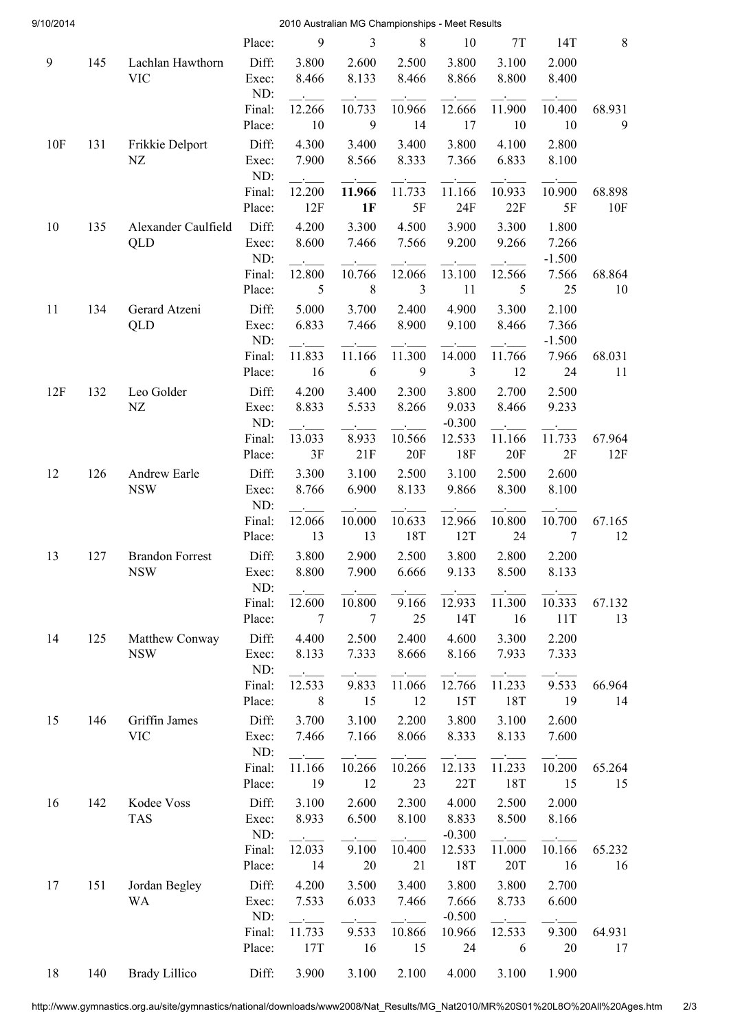| | | | | | | | | | | |
|---|---|---|---|---|---|---|---|---|---|---|
| | | | Place: | 9 | 3 | 8 | 10 | 7T | 14T | 8 |
| 9 | 145 | Lachlan Hawthorn VIC | Diff: | 3.800 | 2.600 | 2.500 | 3.800 | 3.100 | 2.000 | |
| | | | Exec: | 8.466 | 8.133 | 8.466 | 8.866 | 8.800 | 8.400 | |
| | | | ND: | __.___ | __.___ | __.___ | __.___ | __.___ | __.___ | |
| | | | Final: | 12.266 | 10.733 | 10.966 | 12.666 | 11.900 | 10.400 | 68.931 |
| | | | Place: | 10 | 9 | 14 | 17 | 10 | 10 | 9 |
| 10F | 131 | Frikkie Delport NZ | Diff: | 4.300 | 3.400 | 3.400 | 3.800 | 4.100 | 2.800 | |
| | | | Exec: | 7.900 | 8.566 | 8.333 | 7.366 | 6.833 | 8.100 | |
| | | | ND: | __.___ | __.___ | __.___ | __.___ | __.___ | __.___ | |
| | | | Final: | 12.200 | **11.966** | 11.733 | 11.166 | 10.933 | 10.900 | 68.898 |
| | | | Place: | 12F | **1F** | 5F | 24F | 22F | 5F | 10F |
| 10 | 135 | Alexander Caulfield QLD | Diff: | 4.200 | 3.300 | 4.500 | 3.900 | 3.300 | 1.800 | |
| | | | Exec: | 8.600 | 7.466 | 7.566 | 9.200 | 9.266 | 7.266 | |
| | | | ND: | __.___ | __.___ | __.___ | __.___ | __.___ | -1.500 | |
| | | | Final: | 12.800 | 10.766 | 12.066 | 13.100 | 12.566 | 7.566 | 68.864 |
| | | | Place: | 5 | 8 | 3 | 11 | 5 | 25 | 10 |
| 11 | 134 | Gerard Atzeni QLD | Diff: | 5.000 | 3.700 | 2.400 | 4.900 | 3.300 | 2.100 | |
| | | | Exec: | 6.833 | 7.466 | 8.900 | 9.100 | 8.466 | 7.366 | |
| | | | ND: | __.___ | __.___ | __.___ | __.___ | __.___ | -1.500 | |
| | | | Final: | 11.833 | 11.166 | 11.300 | 14.000 | 11.766 | 7.966 | 68.031 |
| | | | Place: | 16 | 6 | 9 | 3 | 12 | 24 | 11 |
| 12F | 132 | Leo Golder NZ | Diff: | 4.200 | 3.400 | 2.300 | 3.800 | 2.700 | 2.500 | |
| | | | Exec: | 8.833 | 5.533 | 8.266 | 9.033 | 8.466 | 9.233 | |
| | | | ND: | __.___ | __.___ | __.___ | -0.300 | __.___ | __.___ | |
| | | | Final: | 13.033 | 8.933 | 10.566 | 12.533 | 11.166 | 11.733 | 67.964 |
| | | | Place: | 3F | 21F | 20F | 18F | 20F | 2F | 12F |
| 12 | 126 | Andrew Earle NSW | Diff: | 3.300 | 3.100 | 2.500 | 3.100 | 2.500 | 2.600 | |
| | | | Exec: | 8.766 | 6.900 | 8.133 | 9.866 | 8.300 | 8.100 | |
| | | | ND: | __.___ | __.___ | __.___ | __.___ | __.___ | __.___ | |
| | | | Final: | 12.066 | 10.000 | 10.633 | 12.966 | 10.800 | 10.700 | 67.165 |
| | | | Place: | 13 | 13 | 18T | 12T | 24 | 7 | 12 |
| 13 | 127 | Brandon Forrest NSW | Diff: | 3.800 | 2.900 | 2.500 | 3.800 | 2.800 | 2.200 | |
| | | | Exec: | 8.800 | 7.900 | 6.666 | 9.133 | 8.500 | 8.133 | |
| | | | ND: | __.___ | __.___ | __.___ | __.___ | __.___ | __.___ | |
| | | | Final: | 12.600 | 10.800 | 9.166 | 12.933 | 11.300 | 10.333 | 67.132 |
| | | | Place: | 7 | 7 | 25 | 14T | 16 | 11T | 13 |
| 14 | 125 | Matthew Conway NSW | Diff: | 4.400 | 2.500 | 2.400 | 4.600 | 3.300 | 2.200 | |
| | | | Exec: | 8.133 | 7.333 | 8.666 | 8.166 | 7.933 | 7.333 | |
| | | | ND: | __.___ | __.___ | __.___ | __.___ | __.___ | __.___ | |
| | | | Final: | 12.533 | 9.833 | 11.066 | 12.766 | 11.233 | 9.533 | 66.964 |
| | | | Place: | 8 | 15 | 12 | 15T | 18T | 19 | 14 |
| 15 | 146 | Griffin James VIC | Diff: | 3.700 | 3.100 | 2.200 | 3.800 | 3.100 | 2.600 | |
| | | | Exec: | 7.466 | 7.166 | 8.066 | 8.333 | 8.133 | 7.600 | |
| | | | ND: | __.___ | __.___ | __.___ | __.___ | __.___ | __.___ | |
| | | | Final: | 11.166 | 10.266 | 10.266 | 12.133 | 11.233 | 10.200 | 65.264 |
| | | | Place: | 19 | 12 | 23 | 22T | 18T | 15 | 15 |
| 16 | 142 | Kodee Voss TAS | Diff: | 3.100 | 2.600 | 2.300 | 4.000 | 2.500 | 2.000 | |
| | | | Exec: | 8.933 | 6.500 | 8.100 | 8.833 | 8.500 | 8.166 | |
| | | | ND: | __.___ | __.___ | __.___ | -0.300 | __.___ | __.___ | |
| | | | Final: | 12.033 | 9.100 | 10.400 | 12.533 | 11.000 | 10.166 | 65.232 |
| | | | Place: | 14 | 20 | 21 | 18T | 20T | 16 | 16 |
| 17 | 151 | Jordan Begley WA | Diff: | 4.200 | 3.500 | 3.400 | 3.800 | 3.800 | 2.700 | |
| | | | Exec: | 7.533 | 6.033 | 7.466 | 7.666 | 8.733 | 6.600 | |
| | | | ND: | __.___ | __.___ | __.___ | -0.500 | __.___ | __.___ | |
| | | | Final: | 11.733 | 9.533 | 10.866 | 10.966 | 12.533 | 9.300 | 64.931 |
| | | | Place: | 17T | 16 | 15 | 24 | 6 | 20 | 17 |
| 18 | 140 | Brady Lillico | Diff: | 3.900 | 3.100 | 2.100 | 4.000 | 3.100 | 1.900 | |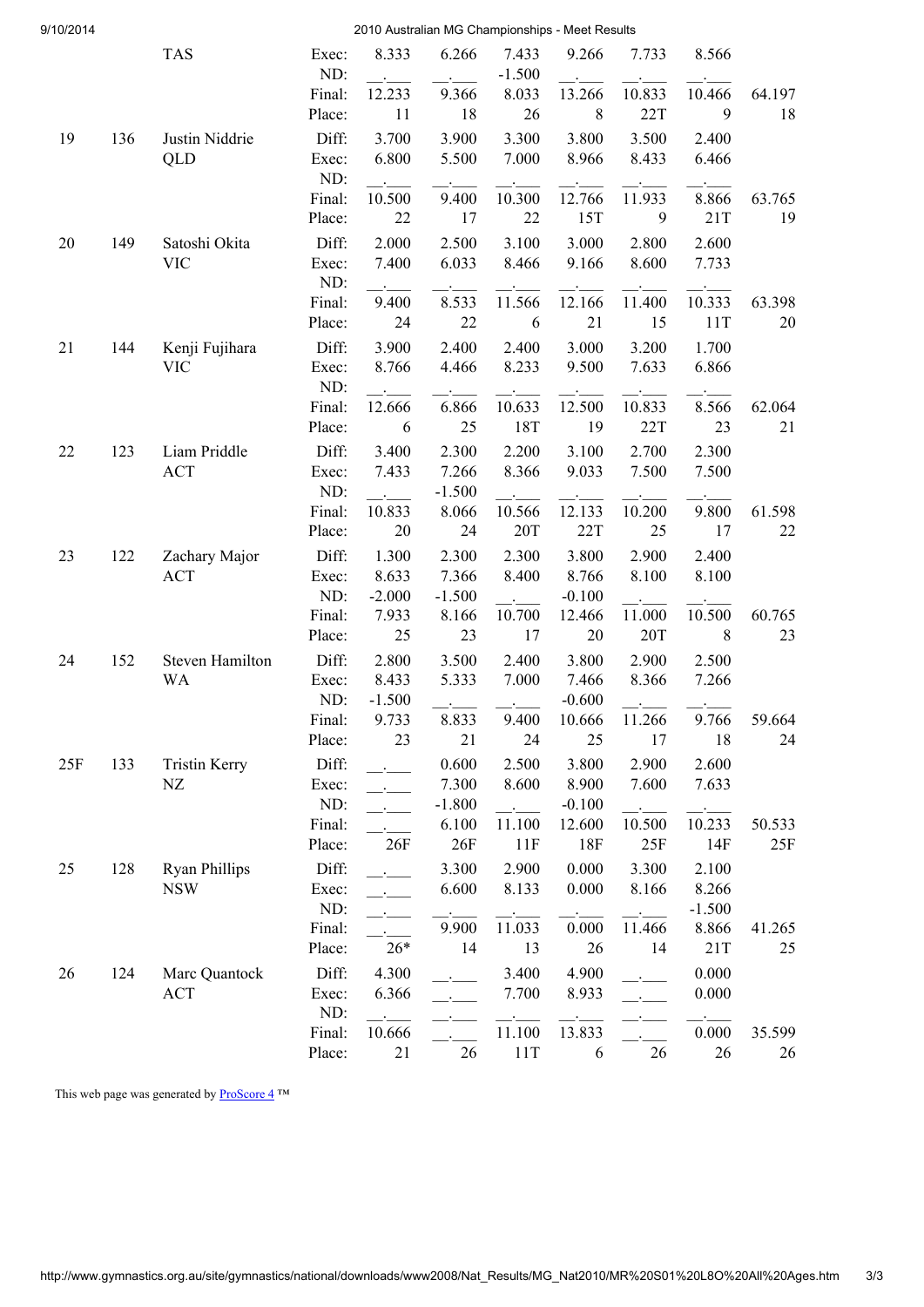| | | | | | | | | | | |
|---|---|---|---|---|---|---|---|---|---|---|
| | | TAS | Exec: | 8.333 | 6.266 | 7.433 | 9.266 | 7.733 | 8.566 | |
| | | | ND: | __.___ | __.___ | -1.500 | __.___ | __.___ | __.___ | |
| | | | Final: | 12.233 | 9.366 | 8.033 | 13.266 | 10.833 | 10.466 | 64.197 |
| | | | Place: | 11 | 18 | 26 | 8 | 22T | 9 | 18 |
| 19 | 136 | Justin Niddrie | Diff: | 3.700 | 3.900 | 3.300 | 3.800 | 3.500 | 2.400 | |
| | | QLD | Exec: | 6.800 | 5.500 | 7.000 | 8.966 | 8.433 | 6.466 | |
| | | | ND: | __.___ | __.___ | __.___ | __.___ | __.___ | __.___ | |
| | | | Final: | 10.500 | 9.400 | 10.300 | 12.766 | 11.933 | 8.866 | 63.765 |
| | | | Place: | 22 | 17 | 22 | 15T | 9 | 21T | 19 |
| 20 | 149 | Satoshi Okita | Diff: | 2.000 | 2.500 | 3.100 | 3.000 | 2.800 | 2.600 | |
| | | VIC | Exec: | 7.400 | 6.033 | 8.466 | 9.166 | 8.600 | 7.733 | |
| | | | ND: | __.___ | __.___ | __.___ | __.___ | __.___ | __.___ | |
| | | | Final: | 9.400 | 8.533 | 11.566 | 12.166 | 11.400 | 10.333 | 63.398 |
| | | | Place: | 24 | 22 | 6 | 21 | 15 | 11T | 20 |
| 21 | 144 | Kenji Fujihara | Diff: | 3.900 | 2.400 | 2.400 | 3.000 | 3.200 | 1.700 | |
| | | VIC | Exec: | 8.766 | 4.466 | 8.233 | 9.500 | 7.633 | 6.866 | |
| | | | ND: | __.___ | __.___ | __.___ | __.___ | __.___ | __.___ | |
| | | | Final: | 12.666 | 6.866 | 10.633 | 12.500 | 10.833 | 8.566 | 62.064 |
| | | | Place: | 6 | 25 | 18T | 19 | 22T | 23 | 21 |
| 22 | 123 | Liam Priddle | Diff: | 3.400 | 2.300 | 2.200 | 3.100 | 2.700 | 2.300 | |
| | | ACT | Exec: | 7.433 | 7.266 | 8.366 | 9.033 | 7.500 | 7.500 | |
| | | | ND: | __.___ | -1.500 | __.___ | __.___ | __.___ | __.___ | |
| | | | Final: | 10.833 | 8.066 | 10.566 | 12.133 | 10.200 | 9.800 | 61.598 |
| | | | Place: | 20 | 24 | 20T | 22T | 25 | 17 | 22 |
| 23 | 122 | Zachary Major | Diff: | 1.300 | 2.300 | 2.300 | 3.800 | 2.900 | 2.400 | |
| | | ACT | Exec: | 8.633 | 7.366 | 8.400 | 8.766 | 8.100 | 8.100 | |
| | | | ND: | -2.000 | -1.500 | __.___ | -0.100 | __.___ | __.___ | |
| | | | Final: | 7.933 | 8.166 | 10.700 | 12.466 | 11.000 | 10.500 | 60.765 |
| | | | Place: | 25 | 23 | 17 | 20 | 20T | 8 | 23 |
| 24 | 152 | Steven Hamilton | Diff: | 2.800 | 3.500 | 2.400 | 3.800 | 2.900 | 2.500 | |
| | | WA | Exec: | 8.433 | 5.333 | 7.000 | 7.466 | 8.366 | 7.266 | |
| | | | ND: | -1.500 | __.___ | __.___ | -0.600 | __.___ | __.___ | |
| | | | Final: | 9.733 | 8.833 | 9.400 | 10.666 | 11.266 | 9.766 | 59.664 |
| | | | Place: | 23 | 21 | 24 | 25 | 17 | 18 | 24 |
| 25F | 133 | Tristin Kerry | Diff: | __.___ | 0.600 | 2.500 | 3.800 | 2.900 | 2.600 | |
| | | NZ | Exec: | __.___ | 7.300 | 8.600 | 8.900 | 7.600 | 7.633 | |
| | | | ND: | __.___ | -1.800 | __.___ | -0.100 | __.___ | __.___ | |
| | | | Final: | __.___ | 6.100 | 11.100 | 12.600 | 10.500 | 10.233 | 50.533 |
| | | | Place: | 26F | 26F | 11F | 18F | 25F | 14F | 25F |
| 25 | 128 | Ryan Phillips | Diff: | __.___ | 3.300 | 2.900 | 0.000 | 3.300 | 2.100 | |
| | | NSW | Exec: | __.___ | 6.600 | 8.133 | 0.000 | 8.166 | 8.266 | |
| | | | ND: | __.___ | __.___ | __.___ | __.___ | __.___ | -1.500 | |
| | | | Final: | __.___ | 9.900 | 11.033 | 0.000 | 11.466 | 8.866 | 41.265 |
| | | | Place: | 26* | 14 | 13 | 26 | 14 | 21T | 25 |
| 26 | 124 | Marc Quantock | Diff: | 4.300 | __.___ | 3.400 | 4.900 | __.___ | 0.000 | |
| | | ACT | Exec: | 6.366 | __.___ | 7.700 | 8.933 | __.___ | 0.000 | |
| | | | ND: | __.___ | __.___ | __.___ | __.___ | __.___ | __.___ | |
| | | | Final: | 10.666 | __.___ | 11.100 | 13.833 | __.___ | 0.000 | 35.599 |
| | | | Place: | 21 | 26 | 11T | 6 | 26 | 26 | 26 |

This web page was generated by ProScore 4 ™